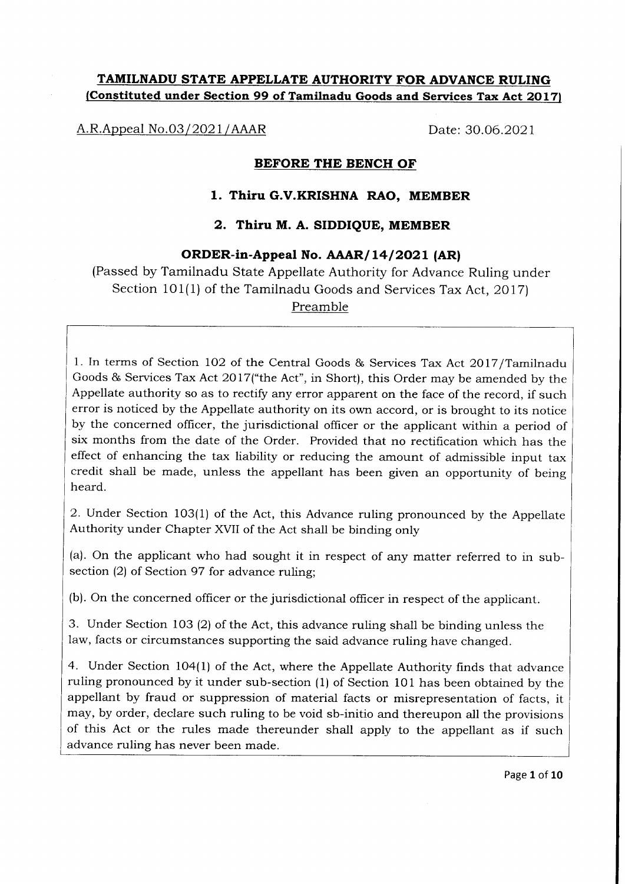# TAMILNADU STATE APPELLATE AUTHORITY FOR ADVANCE RULING

**(Constituted under Section 99 of Tamilnadu Goods and Services Tax Act 2017)**

A.R.Appeal No.03/2021/AAAR Date: 30.06.2021

## BEFORE THE BENCH OF

### 1. Thiru G.V.KRISHNA RAO, MEMBER

### 2. Thiru M. A. SIDDIQUE, MEMBER

## ORDER-in-Appeal No. AAAR/14/2021 (AR)

(Passed by Tamilnadu State Appellate Authority for Advance Ruling under Section 101(1) of the Tamilnadu Goods and Services Tax Act, 2017)

Preamble

1. In terms of Section 102 of the Central Goods & Services Tax Act 2017/Tamilnadu Goods & Services Tax Act 2017("the Act", in Short), this Order may be amended by the Appellate authority so as to rectify any error apparent on the face of the record, if such error is noticed by the Appellate authority on its own accord, or is brought to its notice by the concerned officer, the jurisdictional officer or the applicant within a period of six months from the date of the Order. Provided that no rectification which has the effect of enhancing the tax liability or reducing the amount of admissible input tax credit shall be made, unless the appellant has been given an opportunity of being heard.

2. Under Section 103(1) of the Act, this Advance ruling pronounced by the Appellate Authority under Chapter XVII of the Act shall be binding only

(a). On the applicant who had sought it in respect of any matter referred to in sub-section (2) of Section 97 for advance ruling;

(b). On the concerned officer or the jurisdictional officer in respect of the applicant.

3. Under Section 103 (2) of the Act, this advance ruling shall be binding unless the law, facts or circumstances supporting the said advance ruling have changed.

4. Under Section 104(1) of the Act, where the Appellate Authority finds that advance ruling pronounced by it under sub-section (1) of Section 101 has been obtained by the appellant by fraud or suppression of material facts or misrepresentation of facts, it may, by order, declare such ruling to be void sb-initio and thereupon all the provisions of this Act or the rules made thereunder shall apply to the appellant as if such advance ruling has never been made.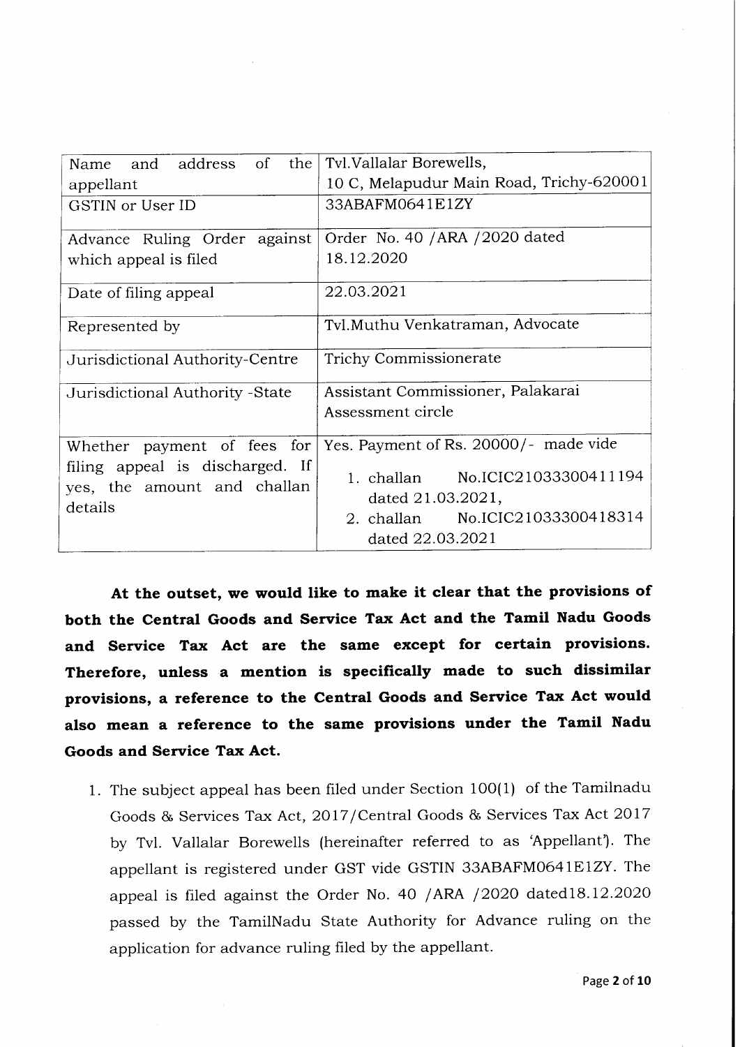| Name and address of the appellant | Tvl.Vallalar Borewells, 10 C, Melapudur Main Road, Trichy-620001 |
|---|---|
| GSTIN or User ID | 33ABAFM0641E1ZY |
| Advance Ruling Order against which appeal is filed | Order No. 40 /ARA /2020 dated 18.12.2020 |
| Date of filing appeal | 22.03.2021 |
| Represented by | Tvl.Muthu Venkatraman, Advocate |
| Jurisdictional Authority-Centre | Trichy Commissionerate |
| Jurisdictional Authority -State | Assistant Commissioner, Palakarai Assessment circle |
| Whether payment of fees for filing appeal is discharged. If yes, the amount and challan details | Yes. Payment of Rs. 20000/- made vide<br>1. challan No.ICIC21033300411194 dated 21.03.2021,<br>2. challan No.ICIC21033300418314 dated 22.03.2021 |

**At the outset, we would like to make it clear that the provisions of both the Central Goods and Service Tax Act and the Tamil Nadu Goods and Service Tax Act are the same except for certain provisions. Therefore, unless a mention is specifically made to such dissimilar provisions, a reference to the Central Goods and Service Tax Act would also mean a reference to the same provisions under the Tamil Nadu Goods and Service Tax Act.**

1. The subject appeal has been filed under Section 100(1) of the Tamilnadu Goods & Services Tax Act, 2017/Central Goods & Services Tax Act 2017 by Tvl. Vallalar Borewells (hereinafter referred to as 'Appellant'). The appellant is registered under GST vide GSTIN 33ABAFM0641E1ZY. The appeal is filed against the Order No. 40 /ARA /2020 dated18.12.2020 passed by the TamilNadu State Authority for Advance ruling on the application for advance ruling filed by the appellant.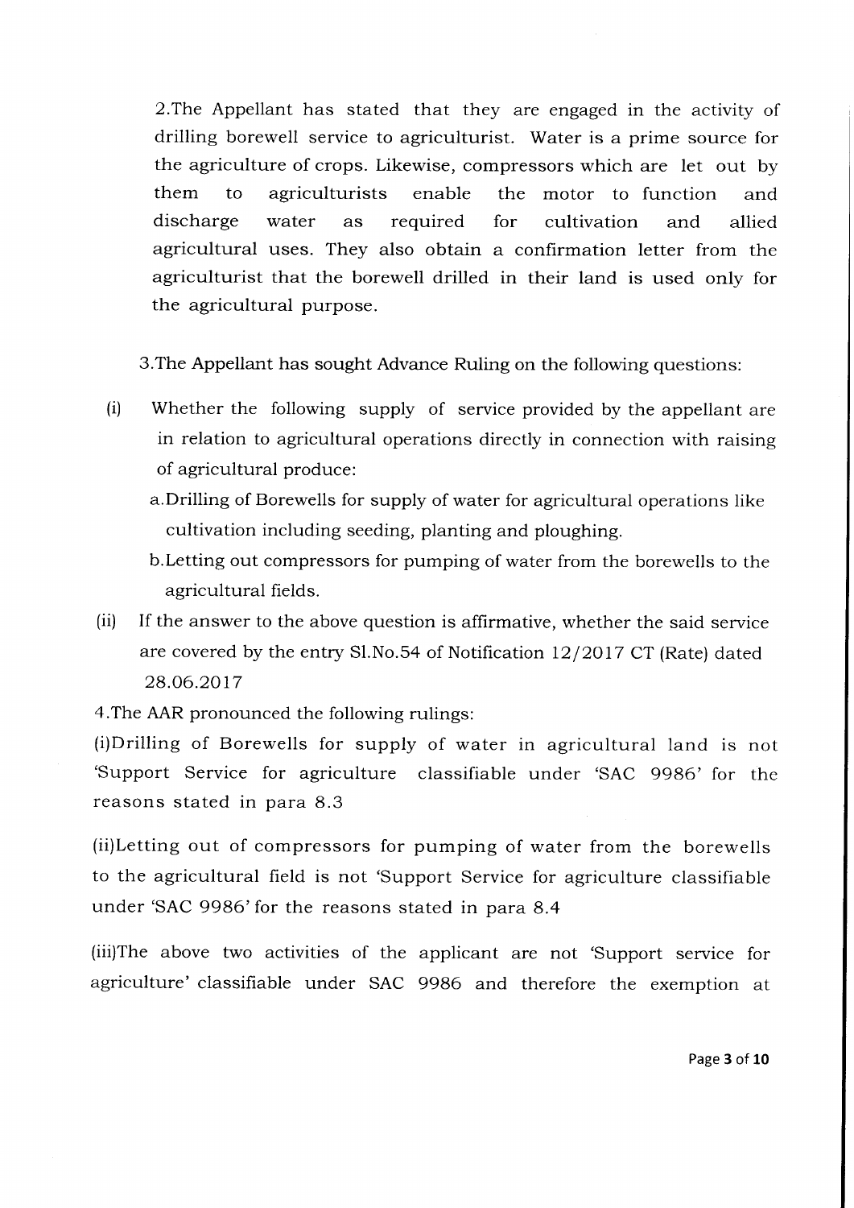2.The Appellant has stated that they are engaged in the activity of drilling borewell service to agriculturist. Water is a prime source for the agriculture of crops. Likewise, compressors which are let out by them to agriculturists enable the motor to function and discharge water as required for cultivation and allied agricultural uses. They also obtain a confirmation letter from the agriculturist that the borewell drilled in their land is used only for the agricultural purpose.

3.The Appellant has sought Advance Ruling on the following questions:

(i) Whether the following supply of service provided by the appellant are in relation to agricultural operations directly in connection with raising of agricultural produce:

   a. Drilling of Borewells for supply of water for agricultural operations like cultivation including seeding, planting and ploughing.

   b. Letting out compressors for pumping of water from the borewells to the agricultural fields.

(ii) If the answer to the above question is affirmative, whether the said service are covered by the entry Sl.No.54 of Notification 12/2017 CT (Rate) dated 28.06.2017

4.The AAR pronounced the following rulings:

(i)Drilling of Borewells for supply of water in agricultural land is not 'Support Service for agriculture classifiable under 'SAC 9986' for the reasons stated in para 8.3

(ii)Letting out of compressors for pumping of water from the borewells to the agricultural field is not 'Support Service for agriculture classifiable under 'SAC 9986' for the reasons stated in para 8.4

(iii)The above two activities of the applicant are not 'Support service for agriculture' classifiable under SAC 9986 and therefore the exemption at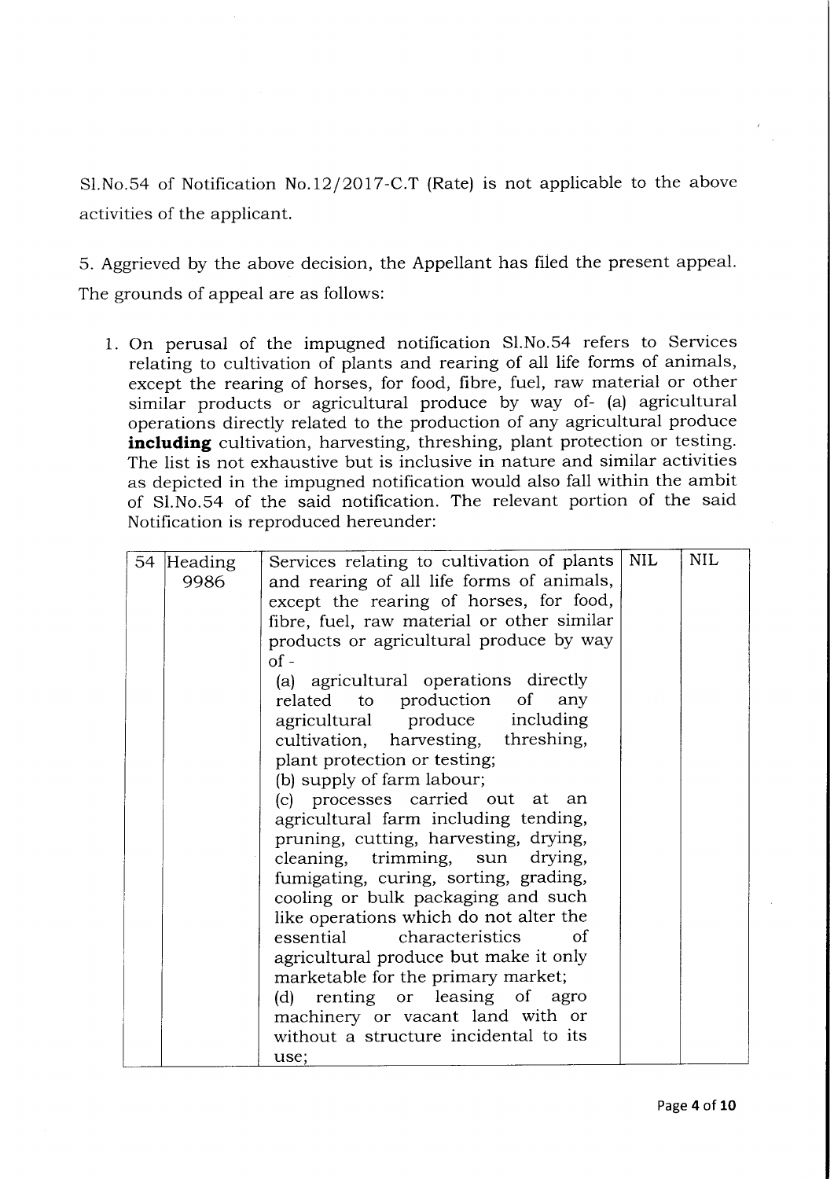Sl.No.54 of Notification No.12/2017-C.T (Rate) is not applicable to the above activities of the applicant.

5. Aggrieved by the above decision, the Appellant has filed the present appeal. The grounds of appeal are as follows:

1. On perusal of the impugned notification Sl.No.54 refers to Services relating to cultivation of plants and rearing of all life forms of animals, except the rearing of horses, for food, fibre, fuel, raw material or other similar products or agricultural produce by way of- (a) agricultural operations directly related to the production of any agricultural produce **including** cultivation, harvesting, threshing, plant protection or testing. The list is not exhaustive but is inclusive in nature and similar activities as depicted in the impugned notification would also fall within the ambit of Sl.No.54 of the said notification. The relevant portion of the said Notification is reproduced hereunder:

| | | | | |
|---|---|---|---|---|
| 54 | Heading 9986 | Services relating to cultivation of plants and rearing of all life forms of animals, except the rearing of horses, for food, fibre, fuel, raw material or other similar products or agricultural produce by way of -<br>(a) agricultural operations directly related to production of any agricultural produce including cultivation, harvesting, threshing, plant protection or testing;<br>(b) supply of farm labour;<br>(c) processes carried out at an agricultural farm including tending, pruning, cutting, harvesting, drying, cleaning, trimming, sun drying, fumigating, curing, sorting, grading, cooling or bulk packaging and such like operations which do not alter the essential characteristics of agricultural produce but make it only marketable for the primary market;<br>(d) renting or leasing of agro machinery or vacant land with or without a structure incidental to its use; | NIL | NIL |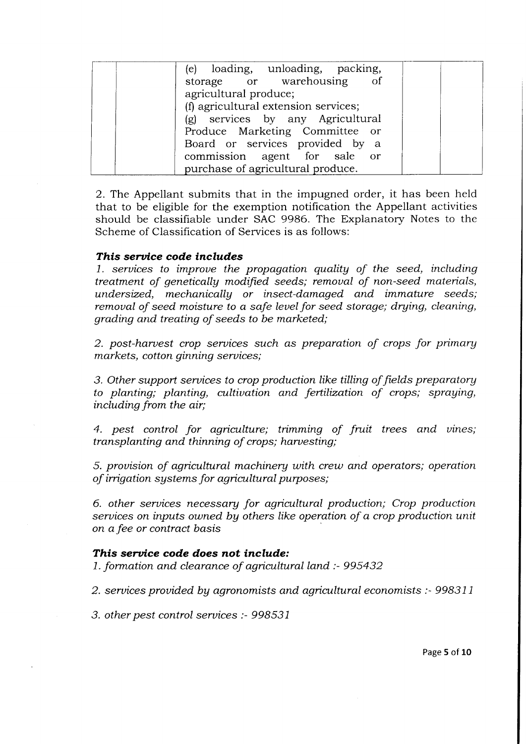|  |  | (e) loading, unloading, packing, storage or warehousing of agricultural produce;<br>(f) agricultural extension services;<br>(g) services by any Agricultural Produce Marketing Committee or Board or services provided by a commission agent for sale or purchase of agricultural produce. |  |  |
|---|---|---|---|---|

2. The Appellant submits that in the impugned order, it has been held that to be eligible for the exemption notification the Appellant activities should be classifiable under SAC 9986. The Explanatory Notes to the Scheme of Classification of Services is as follows:

***This service code includes***

*1. services to improve the propagation quality of the seed, including treatment of genetically modified seeds; removal of non-seed materials, undersized, mechanically or insect-damaged and immature seeds; removal of seed moisture to a safe level for seed storage; drying, cleaning, grading and treating of seeds to be marketed;*

*2. post-harvest crop services such as preparation of crops for primary markets, cotton ginning services;*

*3. Other support services to crop production like tilling of fields preparatory to planting; planting, cultivation and fertilization of crops; spraying, including from the air;*

*4. pest control for agriculture; trimming of fruit trees and vines; transplanting and thinning of crops; harvesting;*

*5. provision of agricultural machinery with crew and operators; operation of irrigation systems for agricultural purposes;*

*6. other services necessary for agricultural production; Crop production services on inputs owned by others like operation of a crop production unit on a fee or contract basis*

***This service code does not include:***

*1. formation and clearance of agricultural land :- 995432*

*2. services provided by agronomists and agricultural economists :- 998311*

*3. other pest control services :- 998531*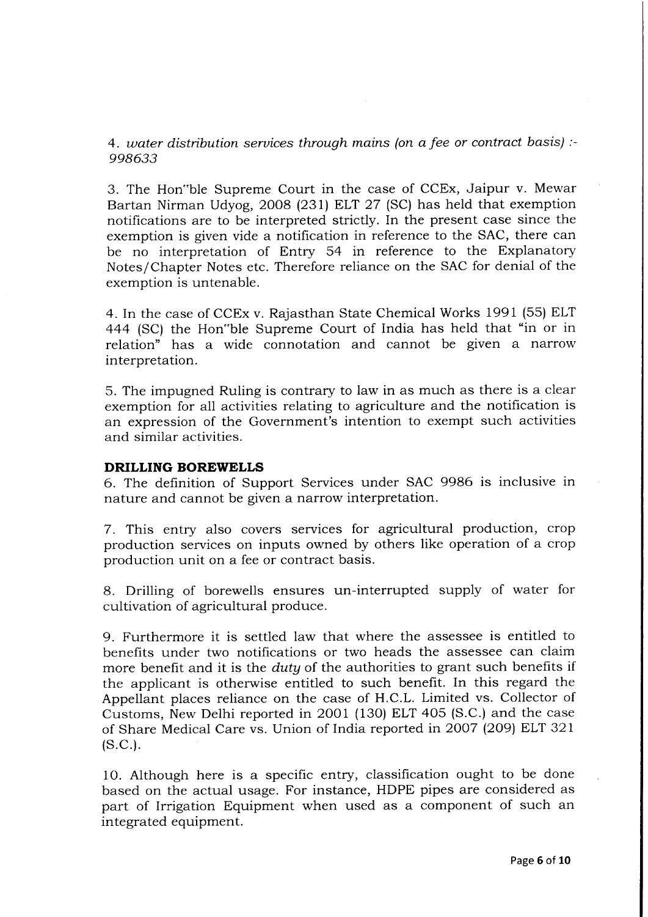4. *water distribution services through mains (on a fee or contract basis) :- 998633*

3. The Hon"ble Supreme Court in the case of CCEx, Jaipur v. Mewar Bartan Nirman Udyog, 2008 (231) ELT 27 (SC) has held that exemption notifications are to be interpreted strictly. In the present case since the exemption is given vide a notification in reference to the SAC, there can be no interpretation of Entry 54 in reference to the Explanatory Notes/Chapter Notes etc. Therefore reliance on the SAC for denial of the exemption is untenable.

4. In the case of CCEx v. Rajasthan State Chemical Works 1991 (55) ELT 444 (SC) the Hon"ble Supreme Court of India has held that "in or in relation" has a wide connotation and cannot be given a narrow interpretation.

5. The impugned Ruling is contrary to law in as much as there is a clear exemption for all activities relating to agriculture and the notification is an expression of the Government's intention to exempt such activities and similar activities.

**DRILLING BOREWELLS**

6. The definition of Support Services under SAC 9986 is inclusive in nature and cannot be given a narrow interpretation.

7. This entry also covers services for agricultural production, crop production services on inputs owned by others like operation of a crop production unit on a fee or contract basis.

8. Drilling of borewells ensures un-interrupted supply of water for cultivation of agricultural produce.

9. Furthermore it is settled law that where the assessee is entitled to benefits under two notifications or two heads the assessee can claim more benefit and it is the *duty* of the authorities to grant such benefits if the applicant is otherwise entitled to such benefit. In this regard the Appellant places reliance on the case of H.C.L. Limited vs. Collector of Customs, New Delhi reported in 2001 (130) ELT 405 (S.C.) and the case of Share Medical Care vs. Union of India reported in 2007 (209) ELT 321 (S.C.).

10. Although here is a specific entry, classification ought to be done based on the actual usage. For instance, HDPE pipes are considered as part of Irrigation Equipment when used as a component of such an integrated equipment.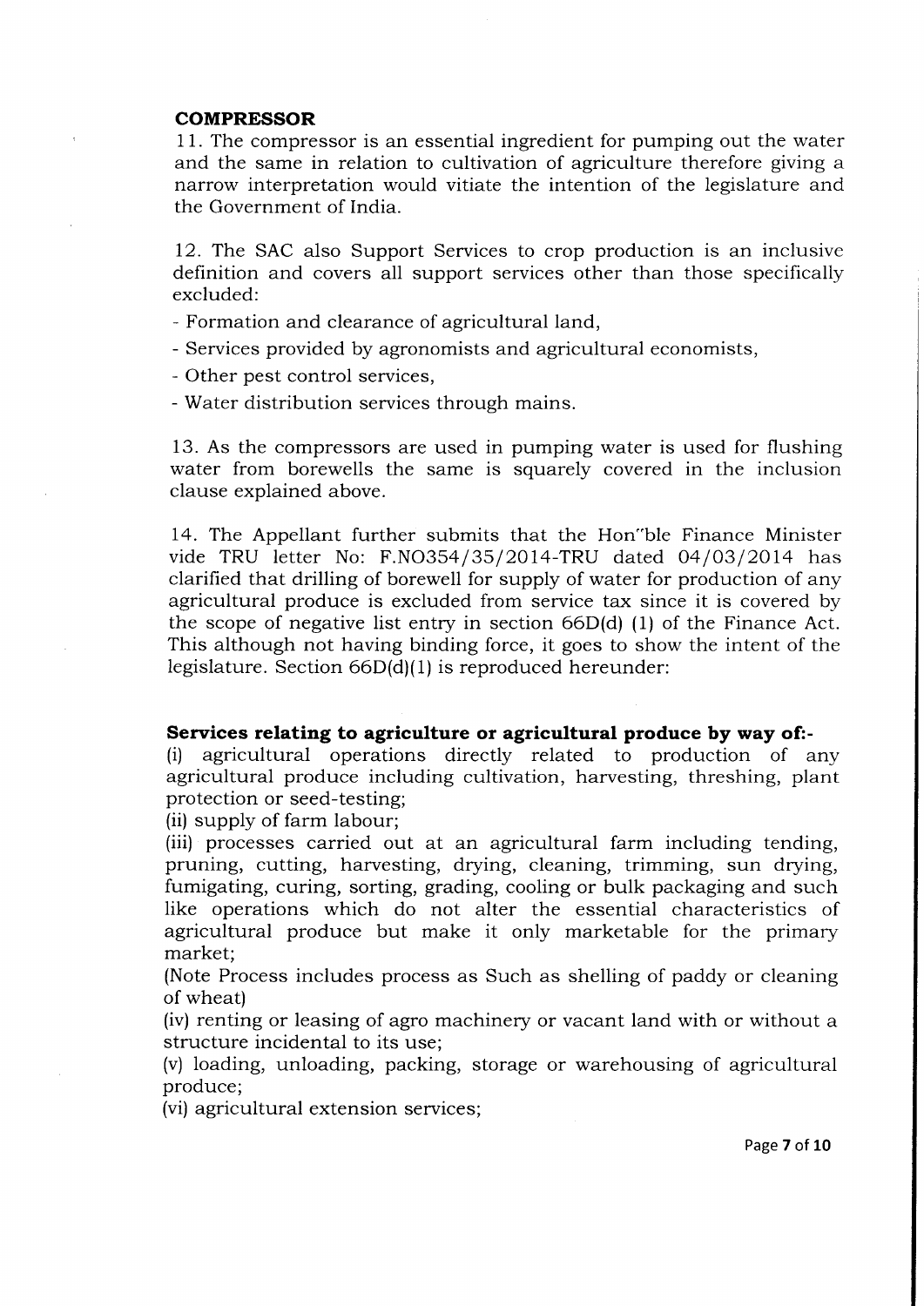**COMPRESSOR**

11. The compressor is an essential ingredient for pumping out the water and the same in relation to cultivation of agriculture therefore giving a narrow interpretation would vitiate the intention of the legislature and the Government of India.

12. The SAC also Support Services to crop production is an inclusive definition and covers all support services other than those specifically excluded:

- Formation and clearance of agricultural land,
- Services provided by agronomists and agricultural economists,
- Other pest control services,
- Water distribution services through mains.

13. As the compressors are used in pumping water is used for flushing water from borewells the same is squarely covered in the inclusion clause explained above.

14. The Appellant further submits that the Hon"ble Finance Minister vide TRU letter No: F.NO354/35/2014-TRU dated 04/03/2014 has clarified that drilling of borewell for supply of water for production of any agricultural produce is excluded from service tax since it is covered by the scope of negative list entry in section 66D(d) (1) of the Finance Act. This although not having binding force, it goes to show the intent of the legislature. Section 66D(d)(1) is reproduced hereunder:

**Services relating to agriculture or agricultural produce by way of:-**

(i) agricultural operations directly related to production of any agricultural produce including cultivation, harvesting, threshing, plant protection or seed-testing;

(ii) supply of farm labour;

(iii) processes carried out at an agricultural farm including tending, pruning, cutting, harvesting, drying, cleaning, trimming, sun drying, fumigating, curing, sorting, grading, cooling or bulk packaging and such like operations which do not alter the essential characteristics of agricultural produce but make it only marketable for the primary market;

(Note Process includes process as Such as shelling of paddy or cleaning of wheat)

(iv) renting or leasing of agro machinery or vacant land with or without a structure incidental to its use;

(v) loading, unloading, packing, storage or warehousing of agricultural produce;

(vi) agricultural extension services;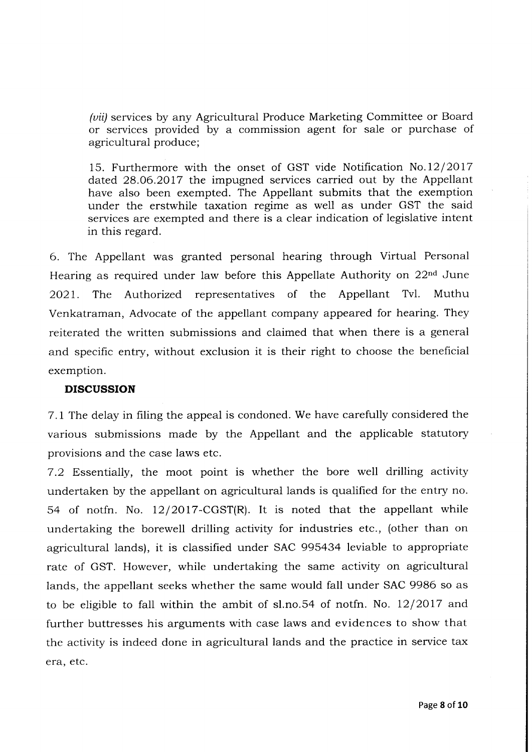*(vii)* services by any Agricultural Produce Marketing Committee or Board or services provided by a commission agent for sale or purchase of agricultural produce;

15. Furthermore with the onset of GST vide Notification No.12/2017 dated 28.06.2017 the impugned services carried out by the Appellant have also been exempted. The Appellant submits that the exemption under the erstwhile taxation regime as well as under GST the said services are exempted and there is a clear indication of legislative intent in this regard.

6. The Appellant was granted personal hearing through Virtual Personal Hearing as required under law before this Appellate Authority on 22nd June 2021. The Authorized representatives of the Appellant Tvl. Muthu Venkatraman, Advocate of the appellant company appeared for hearing. They reiterated the written submissions and claimed that when there is a general and specific entry, without exclusion it is their right to choose the beneficial exemption.

**DISCUSSION**

7.1 The delay in filing the appeal is condoned. We have carefully considered the various submissions made by the Appellant and the applicable statutory provisions and the case laws etc.

7.2 Essentially, the moot point is whether the bore well drilling activity undertaken by the appellant on agricultural lands is qualified for the entry no. 54 of notfn. No. 12/2017-CGST(R). It is noted that the appellant while undertaking the borewell drilling activity for industries etc., (other than on agricultural lands), it is classified under SAC 995434 leviable to appropriate rate of GST. However, while undertaking the same activity on agricultural lands, the appellant seeks whether the same would fall under SAC 9986 so as to be eligible to fall within the ambit of sl.no.54 of notfn. No. 12/2017 and further buttresses his arguments with case laws and evidences to show that the activity is indeed done in agricultural lands and the practice in service tax era, etc.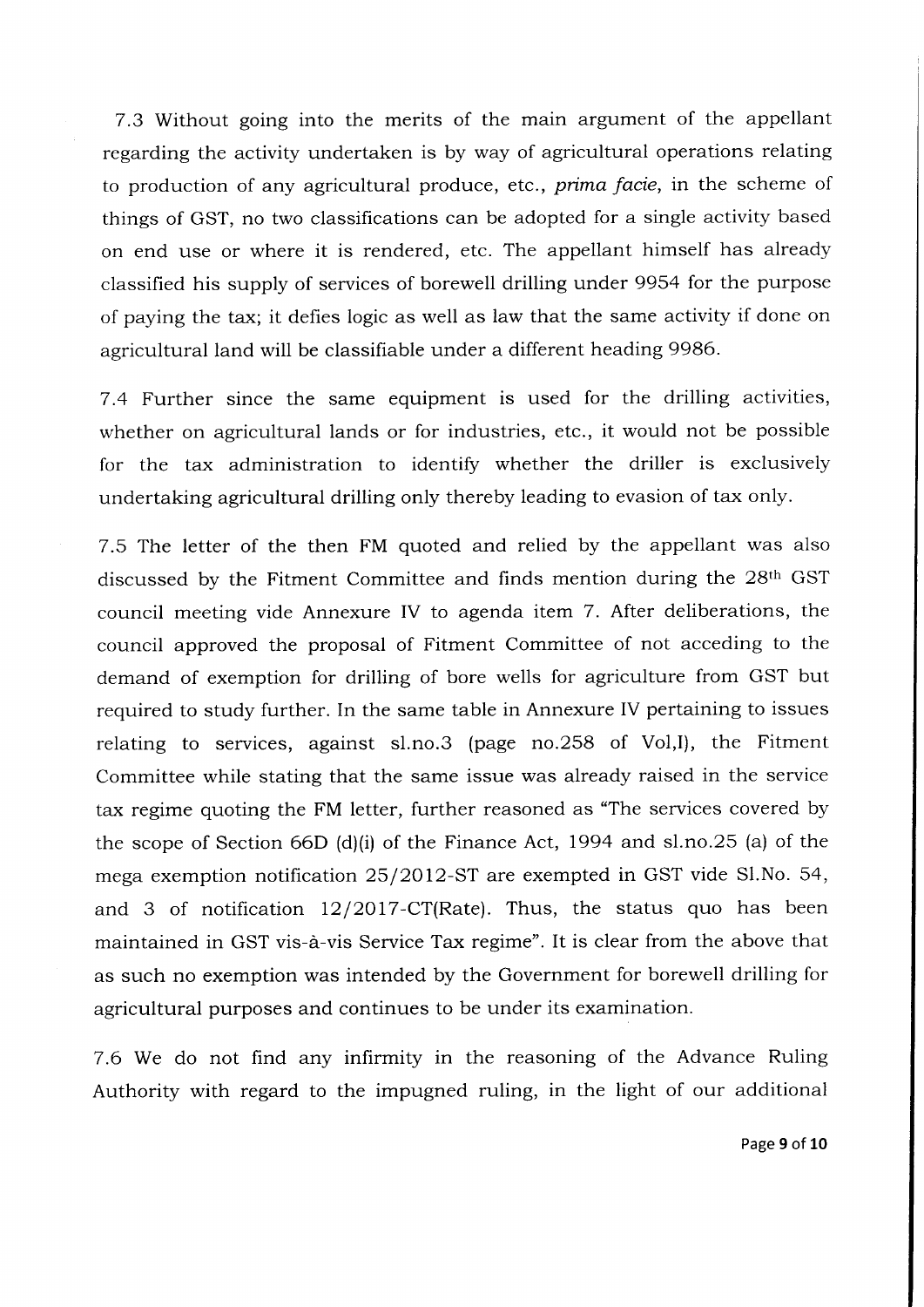7.3 Without going into the merits of the main argument of the appellant regarding the activity undertaken is by way of agricultural operations relating to production of any agricultural produce, etc., *prima facie*, in the scheme of things of GST, no two classifications can be adopted for a single activity based on end use or where it is rendered, etc. The appellant himself has already classified his supply of services of borewell drilling under 9954 for the purpose of paying the tax; it defies logic as well as law that the same activity if done on agricultural land will be classifiable under a different heading 9986.

7.4 Further since the same equipment is used for the drilling activities, whether on agricultural lands or for industries, etc., it would not be possible for the tax administration to identify whether the driller is exclusively undertaking agricultural drilling only thereby leading to evasion of tax only.

7.5 The letter of the then FM quoted and relied by the appellant was also discussed by the Fitment Committee and finds mention during the 28th GST council meeting vide Annexure IV to agenda item 7. After deliberations, the council approved the proposal of Fitment Committee of not acceding to the demand of exemption for drilling of bore wells for agriculture from GST but required to study further. In the same table in Annexure IV pertaining to issues relating to services, against sl.no.3 (page no.258 of Vol,I), the Fitment Committee while stating that the same issue was already raised in the service tax regime quoting the FM letter, further reasoned as "The services covered by the scope of Section 66D (d)(i) of the Finance Act, 1994 and sl.no.25 (a) of the mega exemption notification 25/2012-ST are exempted in GST vide Sl.No. 54, and 3 of notification 12/2017-CT(Rate). Thus, the status quo has been maintained in GST vis-à-vis Service Tax regime". It is clear from the above that as such no exemption was intended by the Government for borewell drilling for agricultural purposes and continues to be under its examination.

7.6 We do not find any infirmity in the reasoning of the Advance Ruling Authority with regard to the impugned ruling, in the light of our additional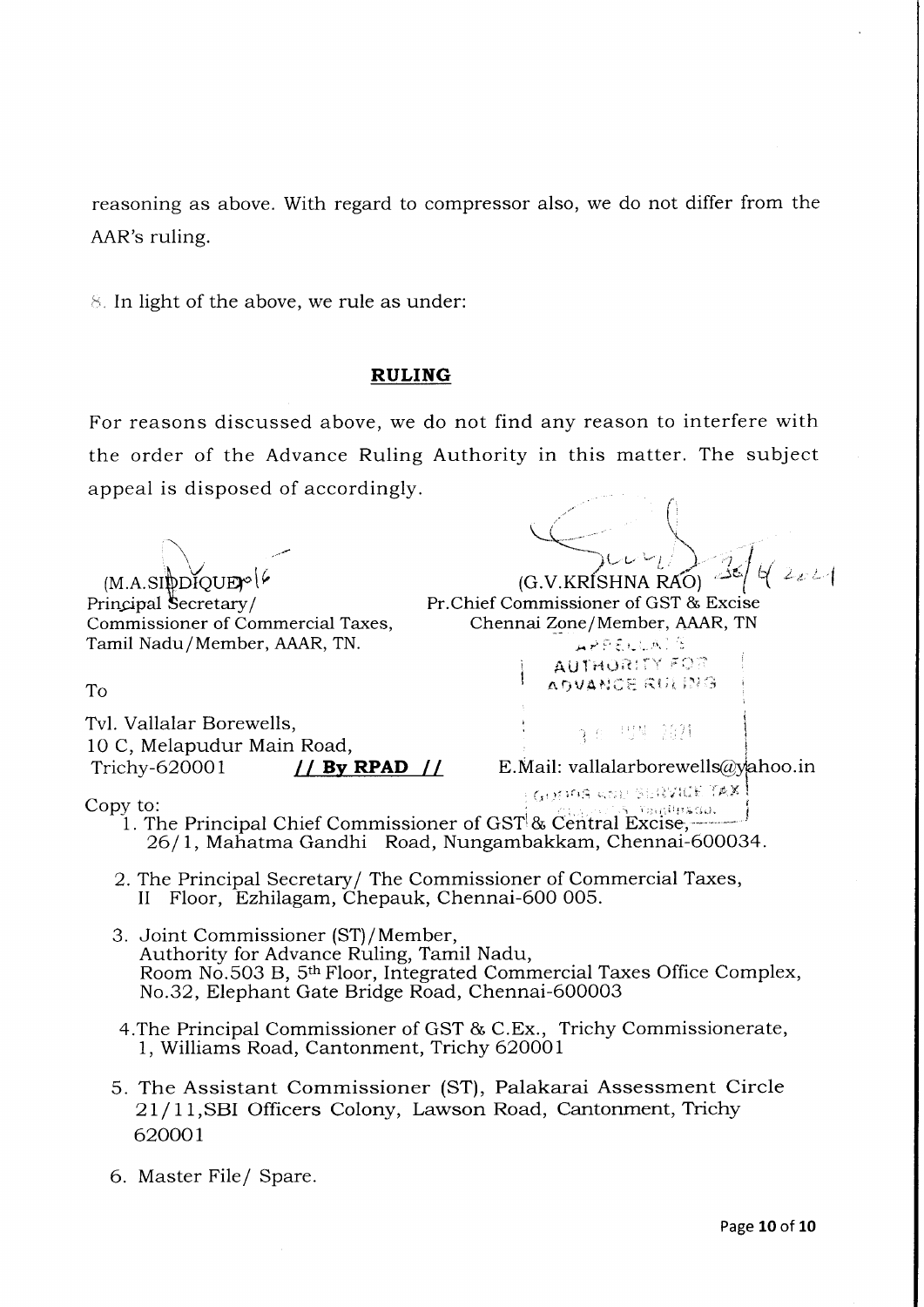reasoning as above. With regard to compressor also, we do not differ from the AAR's ruling.

8. In light of the above, we rule as under:

## RULING

For reasons discussed above, we do not find any reason to interfere with the order of the Advance Ruling Authority in this matter. The subject appeal is disposed of accordingly.

(M.A.SIDDIQUE)
Principal Secretary/
Commissioner of Commercial Taxes,
Tamil Nadu/Member, AAAR, TN.

(G.V.KRISHNA RAO)
Pr.Chief Commissioner of GST & Excise
Chennai Zone/Member, AAAR, TN

To

Tvl. Vallalar Borewells,
10 C, Melapudur Main Road,
Trichy-620001 **// By RPAD //** E.Mail: vallalarborewells@yahoo.in

Copy to:

1. The Principal Chief Commissioner of GST & Central Excise, 26/1, Mahatma Gandhi Road, Nungambakkam, Chennai-600034.
2. The Principal Secretary/ The Commissioner of Commercial Taxes, II Floor, Ezhilagam, Chepauk, Chennai-600 005.
3. Joint Commissioner (ST)/Member, Authority for Advance Ruling, Tamil Nadu, Room No.503 B, 5th Floor, Integrated Commercial Taxes Office Complex, No.32, Elephant Gate Bridge Road, Chennai-600003
4. The Principal Commissioner of GST & C.Ex., Trichy Commissionerate, 1, Williams Road, Cantonment, Trichy 620001
5. The Assistant Commissioner (ST), Palakarai Assessment Circle 21/11,SBI Officers Colony, Lawson Road, Cantonment, Trichy 620001
6. Master File/ Spare.